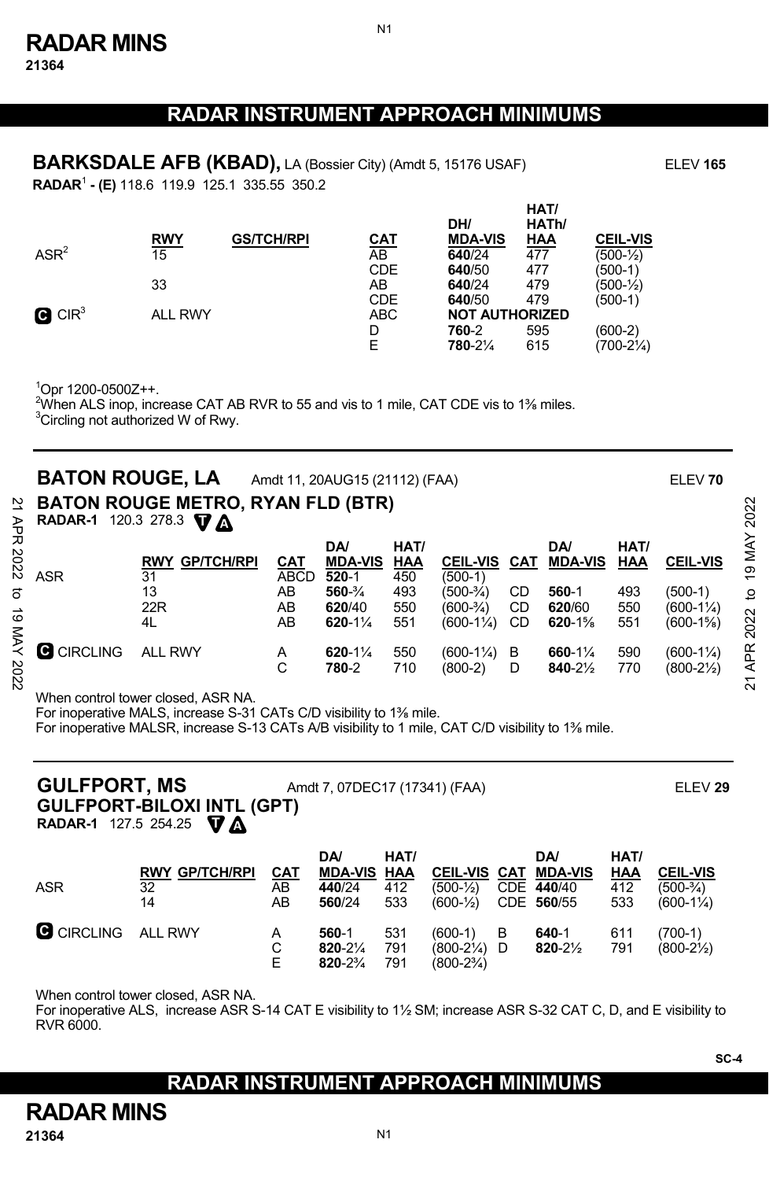# RADAR INSTRUMENT APPROACH MINIMUMS

## BARKSDALE AFB (KBAD), LA (Bossier City) (Amdt 5, 15176 USAF)

ELEV **165**

**RADAR**[1] **- (E)** 118.6 119.9 125.1 335.55 350.2

| | RWY | GS/TCH/RPI | CAT | DH/ MDA-VIS | HAT/ HATh/ HAA | CEIL-VIS |
|---|---|---|---|---|---|---|
| ASR[2] | 15 | | AB | **640**/24 | 477 | (500-½) |
| | | | CDE | **640**/50 | 477 | (500-1) |
| | 33 | | AB | **640**/24 | 479 | (500-½) |
| | | | CDE | **640**/50 | 479 | (500-1) |
| **C** CIR[3] | ALL RWY | | ABC | **NOT AUTHORIZED** | | |
| | | | D | **760**-2 | 595 | (600-2) |
| | | | E | **780**-2¼ | 615 | (700-2¼) |

[1]Opr 1200-0500Z++.
[2]When ALS inop, increase CAT AB RVR to 55 and vis to 1 mile, CAT CDE vis to 1⅜ miles.
[3]Circling not authorized W of Rwy.

---

## BATON ROUGE, LA Amdt 11, 20AUG15 (21112) (FAA)

ELEV **70**

### BATON ROUGE METRO, RYAN FLD (BTR)

**RADAR-1** 120.3 278.3 **T** **A**

| | RWY GP/TCH/RPI | CAT | DA/ MDA-VIS | HAT/ HAA | CEIL-VIS | CAT | DA/ MDA-VIS | HAT/ HAA | CEIL-VIS |
|---|---|---|---|---|---|---|---|---|---|
| ASR | 31 | ABCD | **520**-1 | 450 | (500-1) | | | | |
| | 13 | AB | **560**-¾ | 493 | (500-¾) | CD | **560**-1 | 493 | (500-1) |
| | 22R | AB | **620**/40 | 550 | (600-¾) | CD | **620**/60 | 550 | (600-1¼) |
| | 4L | AB | **620**-1¼ | 551 | (600-1¼) | CD | **620**-1⅝ | 551 | (600-1⅝) |
| **C** CIRCLING | ALL RWY | A | **620**-1¼ | 550 | (600-1¼) | B | **660**-1¼ | 590 | (600-1¼) |
| | | C | **780**-2 | 710 | (800-2) | D | **840**-2½ | 770 | (800-2½) |

When control tower closed, ASR NA.
For inoperative MALS, increase S-31 CATs C/D visibility to 1⅜ mile.
For inoperative MALSR, increase S-13 CATs A/B visibility to 1 mile, CAT C/D visibility to 1⅜ mile.

---

## GULFPORT, MS Amdt 7, 07DEC17 (17341) (FAA)

ELEV **29**

### GULFPORT-BILOXI INTL (GPT)

**RADAR-1** 127.5 254.25 **T** **A**

| | RWY GP/TCH/RPI | CAT | DA/ MDA-VIS | HAT/ HAA | CEIL-VIS | CAT | DA/ MDA-VIS | HAT/ HAA | CEIL-VIS |
|---|---|---|---|---|---|---|---|---|---|
| ASR | 32 | AB | **440**/24 | 412 | (500-½) | CDE | **440**/40 | 412 | (500-¾) |
| | 14 | AB | **560**/24 | 533 | (600-½) | CDE | **560**/55 | 533 | (600-1¼) |
| **C** CIRCLING | ALL RWY | A | **560**-1 | 531 | (600-1) | B | **640**-1 | 611 | (700-1) |
| | | C | **820**-2¼ | 791 | (800-2¼) | D | **820**-2½ | 791 | (800-2½) |
| | | E | **820**-2¾ | 791 | (800-2¾) | | | | |

When control tower closed, ASR NA.
For inoperative ALS, increase ASR S-14 CAT E visibility to 1½ SM; increase ASR S-32 CAT C, D, and E visibility to RVR 6000.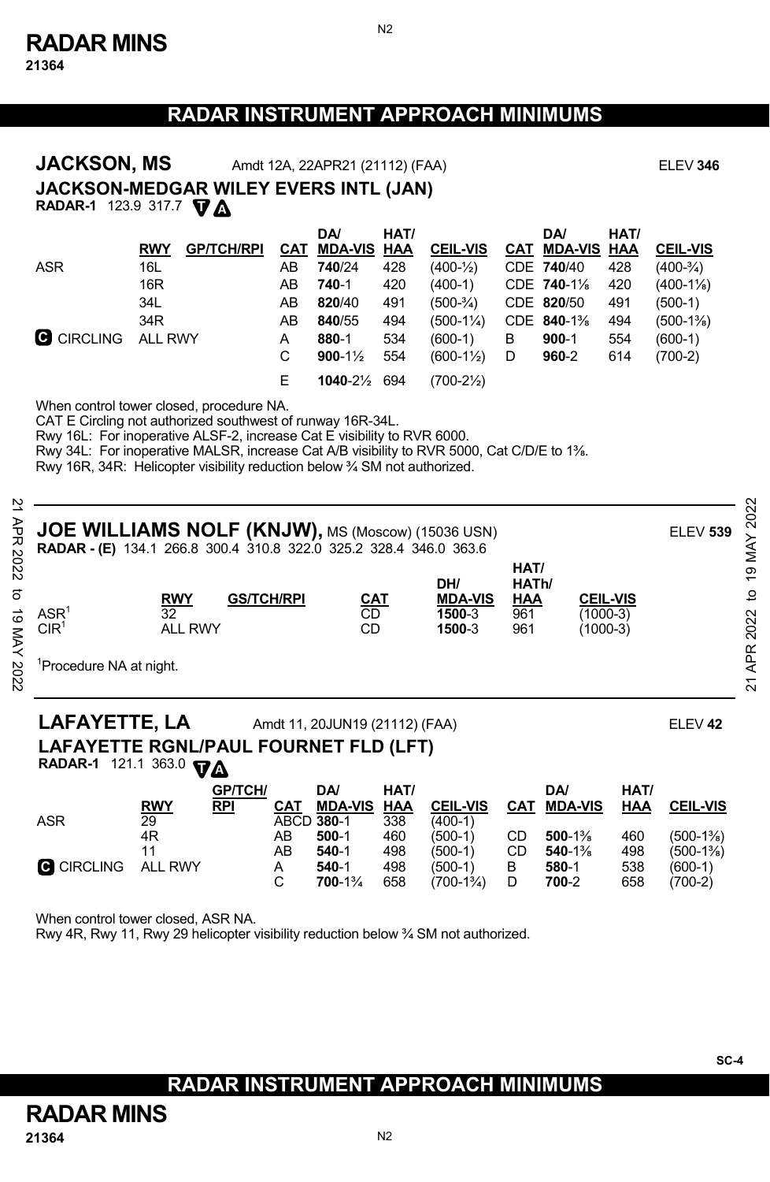# RADAR INSTRUMENT APPROACH MINIMUMS

## JACKSON, MS

Amdt 12A, 22APR21 (21112) (FAA) ELEV **346**

### JACKSON-MEDGAR WILEY EVERS INTL (JAN)

**RADAR-1** 123.9 317.7 T A

| | RWY | GP/TCH/RPI | CAT | DA/ MDA-VIS | HAT/ HAA | CEIL-VIS | CAT | DA/ MDA-VIS | HAT/ HAA | CEIL-VIS |
|---|---|---|---|---|---|---|---|---|---|---|
| ASR | 16L | | AB | **740**/24 | 428 | (400-½) | CDE | **740**/40 | 428 | (400-¾) |
| | 16R | | AB | **740**-1 | 420 | (400-1) | CDE | **740**-1⅛ | 420 | (400-1⅛) |
| | 34L | | AB | **820**/40 | 491 | (500-¾) | CDE | **820**/50 | 491 | (500-1) |
| | 34R | | AB | **840**/55 | 494 | (500-1¼) | CDE | **840**-1⅜ | 494 | (500-1⅜) |
| C CIRCLING | ALL RWY | | A | **880**-1 | 534 | (600-1) | B | **900**-1 | 554 | (600-1) |
| | | | C | **900**-1½ | 554 | (600-1½) | D | **960**-2 | 614 | (700-2) |
| | | | E | **1040**-2½ | 694 | (700-2½) | | | | |

When control tower closed, procedure NA.
CAT E Circling not authorized southwest of runway 16R-34L.
Rwy 16L: For inoperative ALSF-2, increase Cat E visibility to RVR 6000.
Rwy 34L: For inoperative MALSR, increase Cat A/B visibility to RVR 5000, Cat C/D/E to 1⅜.
Rwy 16R, 34R: Helicopter visibility reduction below ¾ SM not authorized.

## JOE WILLIAMS NOLF (KNJW), MS (Moscow) (15036 USN)

ELEV **539**

**RADAR - (E)** 134.1 266.8 300.4 310.8 322.0 325.2 328.4 346.0 363.6

| | RWY | GS/TCH/RPI | CAT | DH/ MDA-VIS | HAT/ HATh/ HAA | CEIL-VIS |
|---|---|---|---|---|---|---|
| ASR[1] | 32 | | CD | **1500**-3 | 961 | (1000-3) |
| CIR[1] | ALL RWY | | CD | **1500**-3 | 961 | (1000-3) |

[1]Procedure NA at night.

## LAFAYETTE, LA

Amdt 11, 20JUN19 (21112) (FAA) ELEV **42**

### LAFAYETTE RGNL/PAUL FOURNET FLD (LFT)

**RADAR-1** 121.1 363.0 T A

| | RWY | GP/TCH/ RPI | CAT | DA/ MDA-VIS | HAT/ HAA | CEIL-VIS | CAT | DA/ MDA-VIS | HAT/ HAA | CEIL-VIS |
|---|---|---|---|---|---|---|---|---|---|---|
| ASR | 29 | | ABCD | **380**-1 | 338 | (400-1) | | | | |
| | 4R | | AB | **500**-1 | 460 | (500-1) | CD | **500**-1⅜ | 460 | (500-1⅜) |
| | 11 | | AB | **540**-1 | 498 | (500-1) | CD | **540**-1⅜ | 498 | (500-1⅜) |
| C CIRCLING | ALL RWY | | A | **540**-1 | 498 | (500-1) | B | **580**-1 | 538 | (600-1) |
| | | | C | **700**-1¾ | 658 | (700-1¾) | D | **700**-2 | 658 | (700-2) |

When control tower closed, ASR NA.
Rwy 4R, Rwy 11, Rwy 29 helicopter visibility reduction below ¾ SM not authorized.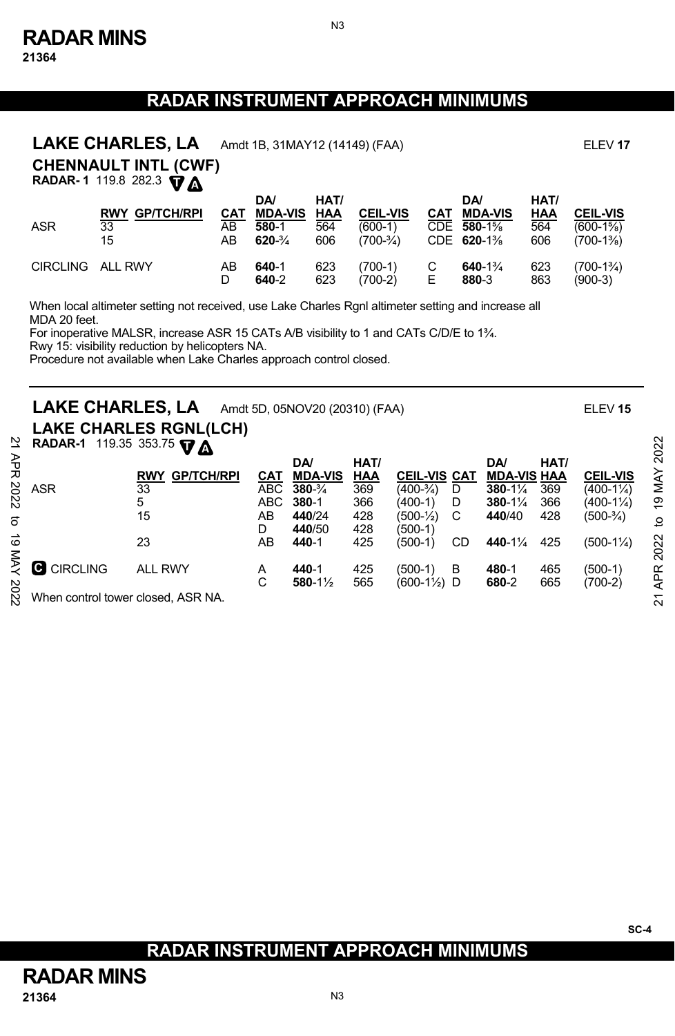# RADAR INSTRUMENT APPROACH MINIMUMS

## LAKE CHARLES, LA

Amdt 1B, 31MAY12 (14149) (FAA) ELEV **17**

### CHENNAULT INTL (CWF)

**RADAR- 1** 119.8 282.3 T A

| | RWY | GP/TCH/RPI | CAT | DA/ MDA-VIS | HAT/ HAA | CEIL-VIS | CAT | DA/ MDA-VIS | HAT/ HAA | CEIL-VIS |
|---|---|---|---|---|---|---|---|---|---|---|
| ASR | 33 | | AB | **580**-1 | 564 | (600-1) | CDE | **580**-1⅝ | 564 | (600-1⅝) |
| | 15 | | AB | **620**-¾ | 606 | (700-¾) | CDE | **620**-1⅜ | 606 | (700-1⅜) |
| CIRCLING | ALL RWY | | AB | **640**-1 | 623 | (700-1) | C | **640**-1¾ | 623 | (700-1¾) |
| | | | D | **640**-2 | 623 | (700-2) | E | **880**-3 | 863 | (900-3) |

When local altimeter setting not received, use Lake Charles Rgnl altimeter setting and increase all MDA 20 feet.
For inoperative MALSR, increase ASR 15 CATs A/B visibility to 1 and CATs C/D/E to 1¾.
Rwy 15: visibility reduction by helicopters NA.
Procedure not available when Lake Charles approach control closed.

---

## LAKE CHARLES, LA

Amdt 5D, 05NOV20 (20310) (FAA) ELEV **15**

### LAKE CHARLES RGNL(LCH)

**RADAR-1** 119.35 353.75 T A

| | RWY | GP/TCH/RPI | CAT | DA/ MDA-VIS | HAT/ HAA | CEIL-VIS | CAT | DA/ MDA-VIS | HAT/ HAA | CEIL-VIS |
|---|---|---|---|---|---|---|---|---|---|---|
| ASR | 33 | | ABC | **380**-¾ | 369 | (400-¾) | D | **380**-1¼ | 369 | (400-1¼) |
| | 5 | | ABC | **380**-1 | 366 | (400-1) | D | **380**-1¼ | 366 | (400-1¼) |
| | 15 | | AB | **440**/24 | 428 | (500-½) | C | **440**/40 | 428 | (500-¾) |
| | | | D | **440**/50 | 428 | (500-1) | | | | |
| | 23 | | AB | **440**-1 | 425 | (500-1) | CD | **440**-1¼ | 425 | (500-1¼) |
| C CIRCLING | ALL RWY | | A | **440**-1 | 425 | (500-1) | B | **480**-1 | 465 | (500-1) |
| | | | C | **580**-1½ | 565 | (600-1½) | D | **680**-2 | 665 | (700-2) |

When control tower closed, ASR NA.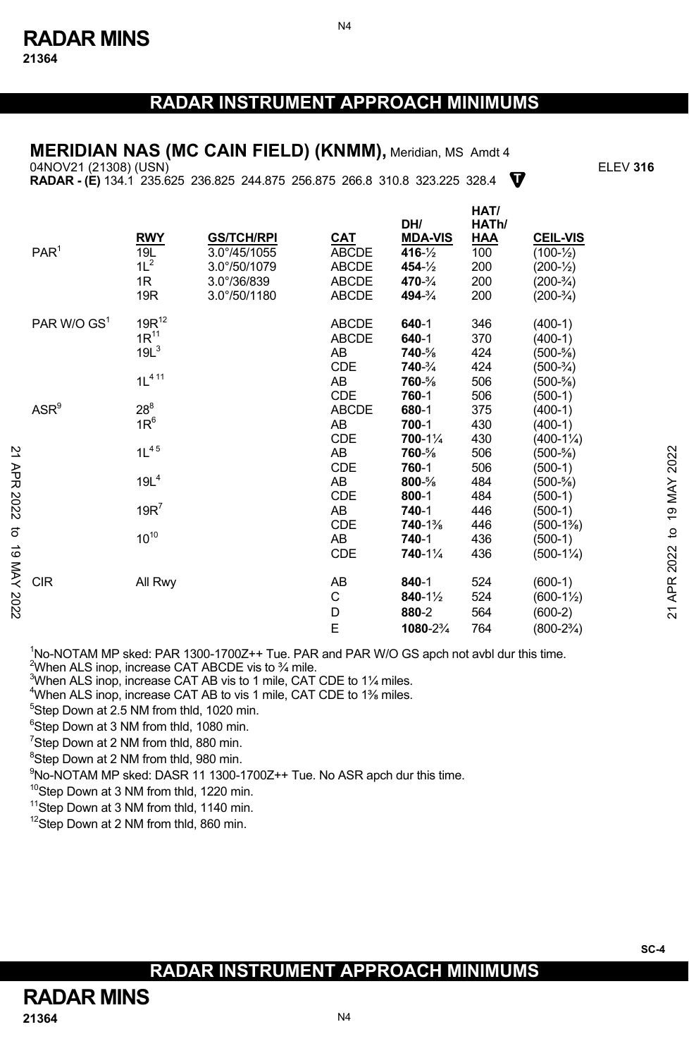# RADAR INSTRUMENT APPROACH MINIMUMS

## MERIDIAN NAS (MC CAIN FIELD) (KNMM), Meridian, MS Amdt 4

04NOV21 (21308) (USN) ELEV **316**

**RADAR - (E)** 134.1 235.625 236.825 244.875 256.875 266.8 310.8 323.225 328.4

| | RWY | GS/TCH/RPI | CAT | DH/ MDA-VIS | HAT/ HATh/ HAA | CEIL-VIS |
|---|---|---|---|---|---|---|
| PAR[1] | 19L | 3.0°/45/1055 | ABCDE | **416**-½ | 100 | (100-½) |
| | 1L[2] | 3.0°/50/1079 | ABCDE | **454**-½ | 200 | (200-½) |
| | 1R | 3.0°/36/839 | ABCDE | **470**-¾ | 200 | (200-¾) |
| | 19R | 3.0°/50/1180 | ABCDE | **494**-¾ | 200 | (200-¾) |
| PAR W/O GS[1] | 19R[12] | | ABCDE | **640**-1 | 346 | (400-1) |
| | 1R[11] | | ABCDE | **640**-1 | 370 | (400-1) |
| | 19L[3] | | AB | **740**-⅝ | 424 | (500-⅝) |
| | | | CDE | **740**-¾ | 424 | (500-¾) |
| | 1L[4 11] | | AB | **760**-⅝ | 506 | (500-⅝) |
| | | | CDE | **760**-1 | 506 | (500-1) |
| ASR[9] | 28[8] | | ABCDE | **680**-1 | 375 | (400-1) |
| | 1R[6] | | AB | **700**-1 | 430 | (400-1) |
| | | | CDE | **700**-1¼ | 430 | (400-1¼) |
| | 1L[4 5] | | AB | **760**-⅝ | 506 | (500-⅝) |
| | | | CDE | **760**-1 | 506 | (500-1) |
| | 19L[4] | | AB | **800**-⅝ | 484 | (500-⅝) |
| | | | CDE | **800**-1 | 484 | (500-1) |
| | 19R[7] | | AB | **740**-1 | 446 | (500-1) |
| | | | CDE | **740**-1⅜ | 446 | (500-1⅜) |
| | 10[10] | | AB | **740**-1 | 436 | (500-1) |
| | | | CDE | **740**-1¼ | 436 | (500-1¼) |
| CIR | All Rwy | | AB | **840**-1 | 524 | (600-1) |
| | | | C | **840**-1½ | 524 | (600-1½) |
| | | | D | **880**-2 | 564 | (600-2) |
| | | | E | **1080**-2¾ | 764 | (800-2¾) |

[1]No-NOTAM MP sked: PAR 1300-1700Z++ Tue. PAR and PAR W/O GS apch not avbl dur this time.
[2]When ALS inop, increase CAT ABCDE vis to ¾ mile.
[3]When ALS inop, increase CAT AB vis to 1 mile, CAT CDE to 1¼ miles.
[4]When ALS inop, increase CAT AB to vis 1 mile, CAT CDE to 1⅜ miles.
[5]Step Down at 2.5 NM from thld, 1020 min.
[6]Step Down at 3 NM from thld, 1080 min.
[7]Step Down at 2 NM from thld, 880 min.
[8]Step Down at 2 NM from thld, 980 min.
[9]No-NOTAM MP sked: DASR 11 1300-1700Z++ Tue. No ASR apch dur this time.
[10]Step Down at 3 NM from thld, 1220 min.
[11]Step Down at 3 NM from thld, 1140 min.
[12]Step Down at 2 NM from thld, 860 min.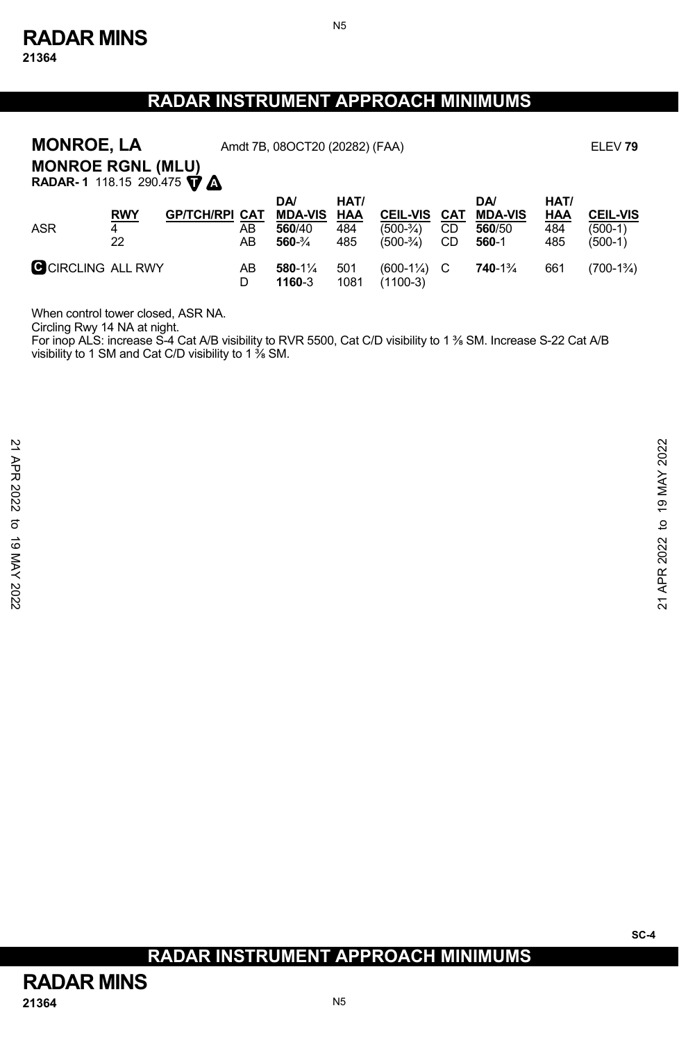# RADAR INSTRUMENT APPROACH MINIMUMS

## MONROE, LA

Amdt 7B, 08OCT20 (20282) (FAA) ELEV **79**

### MONROE RGNL (MLU)

**RADAR- 1** 118.15 290.475 T A

| | RWY | GP/TCH/RPI | CAT | DA/ MDA-VIS | HAT/ HAA | CEIL-VIS | CAT | DA/ MDA-VIS | HAT/ HAA | CEIL-VIS |
|---|---|---|---|---|---|---|---|---|---|---|
| ASR | 4 | | AB | **560**/40 | 484 | (500-¾) | CD | **560**/50 | 484 | (500-1) |
| | 22 | | AB | **560**-¾ | 485 | (500-¾) | CD | **560**-1 | 485 | (500-1) |
| C CIRCLING | ALL RWY | | AB | **580**-1¼ | 501 | (600-1¼) | C | **740**-1¾ | 661 | (700-1¾) |
| | | | D | **1160**-3 | 1081 | (1100-3) | | | | |

When control tower closed, ASR NA.
Circling Rwy 14 NA at night.
For inop ALS: increase S-4 Cat A/B visibility to RVR 5500, Cat C/D visibility to 1 ⅜ SM. Increase S-22 Cat A/B visibility to 1 SM and Cat C/D visibility to 1 ⅜ SM.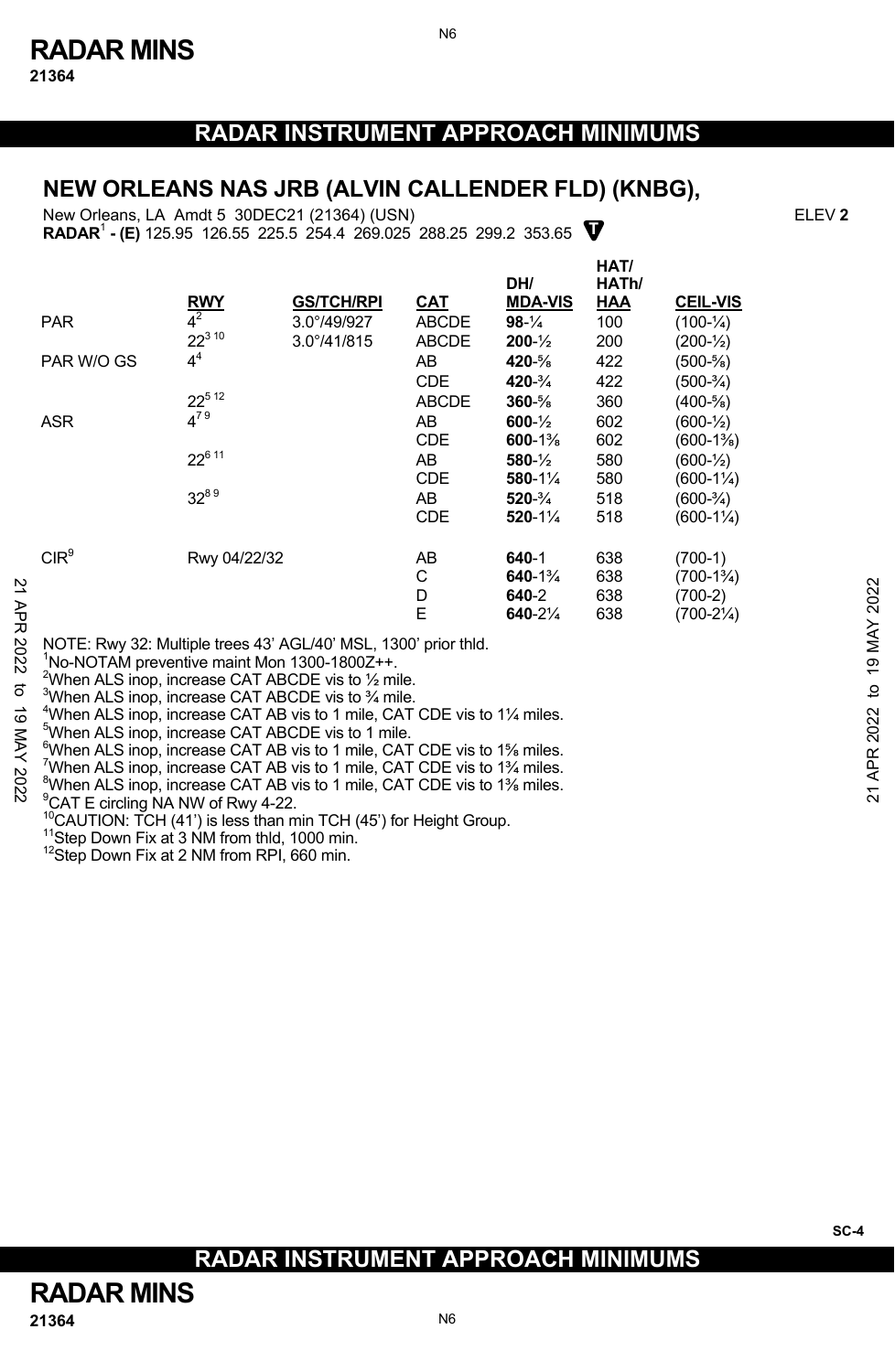# RADAR INSTRUMENT APPROACH MINIMUMS

## NEW ORLEANS NAS JRB (ALVIN CALLENDER FLD) (KNBG),

New Orleans, LA Amdt 5 30DEC21 (21364) (USN) ELEV **2**

**RADAR**[1] **- (E)** 125.95 126.55 225.5 254.4 269.025 288.25 299.2 353.65

| | RWY | GS/TCH/RPI | CAT | DH/ MDA-VIS | HAT/ HATh/ HAA | CEIL-VIS |
|---|---|---|---|---|---|---|
| PAR | 4[2] | 3.0°/49/927 | ABCDE | **98**-¼ | 100 | (100-¼) |
| | 22[3 10] | 3.0°/41/815 | ABCDE | **200**-½ | 200 | (200-½) |
| PAR W/O GS | 4[4] | | AB | **420**-⅝ | 422 | (500-⅝) |
| | | | CDE | **420**-¾ | 422 | (500-¾) |
| | 22[5 12] | | ABCDE | **360**-⅝ | 360 | (400-⅝) |
| ASR | 4[7 9] | | AB | **600**-½ | 602 | (600-½) |
| | | | CDE | **600**-1⅜ | 602 | (600-1⅜) |
| | 22[6 11] | | AB | **580**-½ | 580 | (600-½) |
| | | | CDE | **580**-1¼ | 580 | (600-1¼) |
| | 32[8 9] | | AB | **520**-¾ | 518 | (600-¾) |
| | | | CDE | **520**-1¼ | 518 | (600-1¼) |
| CIR[9] | Rwy 04/22/32 | | AB | **640**-1 | 638 | (700-1) |
| | | | C | **640**-1¾ | 638 | (700-1¾) |
| | | | D | **640**-2 | 638 | (700-2) |
| | | | E | **640**-2¼ | 638 | (700-2¼) |

NOTE: Rwy 32: Multiple trees 43' AGL/40' MSL, 1300' prior thld.
[1]No-NOTAM preventive maint Mon 1300-1800Z++.
[2]When ALS inop, increase CAT ABCDE vis to ½ mile.
[3]When ALS inop, increase CAT ABCDE vis to ¾ mile.
[4]When ALS inop, increase CAT AB vis to 1 mile, CAT CDE vis to 1¼ miles.
[5]When ALS inop, increase CAT ABCDE vis to 1 mile.
[6]When ALS inop, increase CAT AB vis to 1 mile, CAT CDE vis to 1⅝ miles.
[7]When ALS inop, increase CAT AB vis to 1 mile, CAT CDE vis to 1¾ miles.
[8]When ALS inop, increase CAT AB vis to 1 mile, CAT CDE vis to 1⅜ miles.
[9]CAT E circling NA NW of Rwy 4-22.
[10]CAUTION: TCH (41') is less than min TCH (45') for Height Group.
[11]Step Down Fix at 3 NM from thld, 1000 min.
[12]Step Down Fix at 2 NM from RPI, 660 min.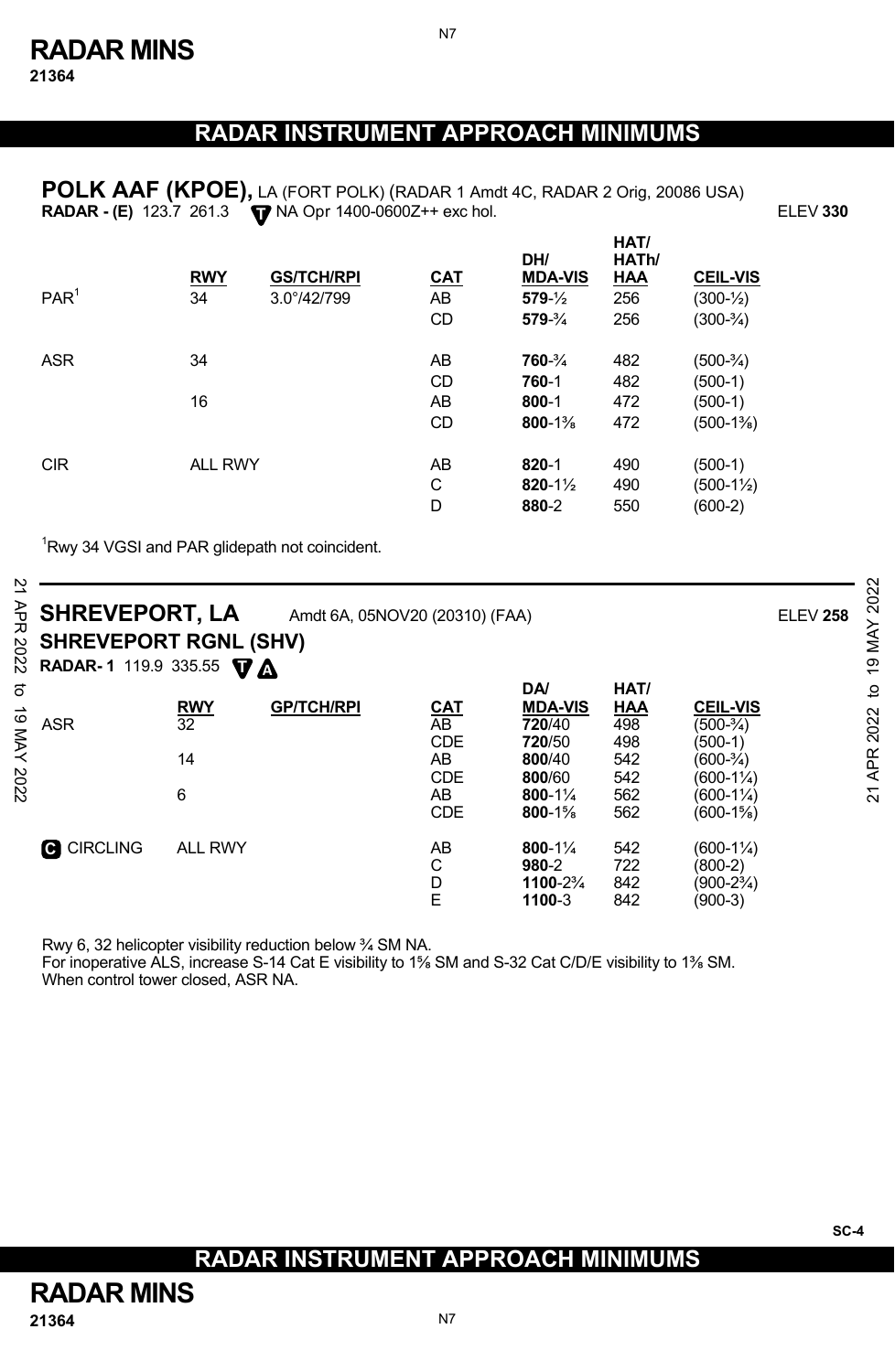# RADAR INSTRUMENT APPROACH MINIMUMS

## POLK AAF (KPOE), LA (FORT POLK) (RADAR 1 Amdt 4C, RADAR 2 Orig, 20086 USA)

**RADAR - (E)** 123.7 261.3 T NA Opr 1400-0600Z++ exc hol. ELEV **330**

| | RWY | GS/TCH/RPI | CAT | DH/ MDA-VIS | HAT/ HATh/ HAA | CEIL-VIS |
|---|---|---|---|---|---|---|
| PAR[1] | 34 | 3.0°/42/799 | AB | **579**-½ | 256 | (300-½) |
| | | | CD | **579**-¾ | 256 | (300-¾) |
| ASR | 34 | | AB | **760**-¾ | 482 | (500-¾) |
| | | | CD | **760**-1 | 482 | (500-1) |
| | 16 | | AB | **800**-1 | 472 | (500-1) |
| | | | CD | **800**-1⅜ | 472 | (500-1⅜) |
| CIR | ALL RWY | | AB | **820**-1 | 490 | (500-1) |
| | | | C | **820**-1½ | 490 | (500-1½) |
| | | | D | **880**-2 | 550 | (600-2) |

[1]Rwy 34 VGSI and PAR glidepath not coincident.

## SHREVEPORT, LA

Amdt 6A, 05NOV20 (20310) (FAA) ELEV **258**

### SHREVEPORT RGNL (SHV)

**RADAR- 1** 119.9 335.55 T A

| | RWY | GP/TCH/RPI | CAT | DA/ MDA-VIS | HAT/ HAA | CEIL-VIS |
|---|---|---|---|---|---|---|
| ASR | 32 | | AB | **720**/40 | 498 | (500-¾) |
| | | | CDE | **720**/50 | 498 | (500-1) |
| | 14 | | AB | **800**/40 | 542 | (600-¾) |
| | | | CDE | **800**/60 | 542 | (600-1¼) |
| | 6 | | AB | **800**-1¼ | 562 | (600-1¼) |
| | | | CDE | **800**-1⅝ | 562 | (600-1⅝) |
| C CIRCLING | ALL RWY | | AB | **800**-1¼ | 542 | (600-1¼) |
| | | | C | **980**-2 | 722 | (800-2) |
| | | | D | **1100**-2¾ | 842 | (900-2¾) |
| | | | E | **1100**-3 | 842 | (900-3) |

Rwy 6, 32 helicopter visibility reduction below ¾ SM NA.
For inoperative ALS, increase S-14 Cat E visibility to 1⅝ SM and S-32 Cat C/D/E visibility to 1⅜ SM.
When control tower closed, ASR NA.